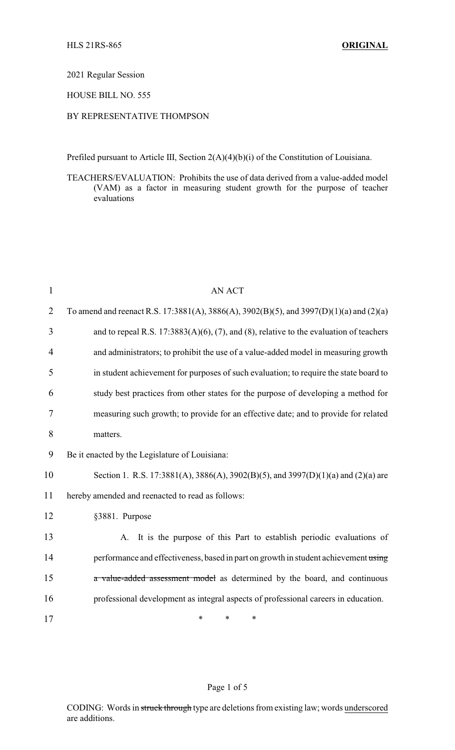HLS 21RS-865 **ORIGINAL**

2021 Regular Session

HOUSE BILL NO. 555

BY REPRESENTATIVE THOMPSON

Prefiled pursuant to Article III, Section 2(A)(4)(b)(i) of the Constitution of Louisiana.

TEACHERS/EVALUATION: Prohibits the use of data derived from a value-added model (VAM) as a factor in measuring student growth for the purpose of teacher evaluations

AN ACT

To amend and reenact R.S. 17:3881(A), 3886(A), 3902(B)(5), and 3997(D)(1)(a) and (2)(a) and to repeal R.S. 17:3883(A)(6), (7), and (8), relative to the evaluation of teachers and administrators; to prohibit the use of a value-added model in measuring growth in student achievement for purposes of such evaluation; to require the state board to study best practices from other states for the purpose of developing a method for measuring such growth; to provide for an effective date; and to provide for related matters.

Be it enacted by the Legislature of Louisiana:

Section 1. R.S. 17:3881(A), 3886(A), 3902(B)(5), and 3997(D)(1)(a) and (2)(a) are hereby amended and reenacted to read as follows:

§3881. Purpose

A. It is the purpose of this Part to establish periodic evaluations of performance and effectiveness, based in part on growth in student achievement ~~using a value-added assessment model~~ as determined by the board, and continuous professional development as integral aspects of professional careers in education.

\* \* \*

CODING: Words in ~~struck through~~ type are deletions from existing law; words underscored are additions.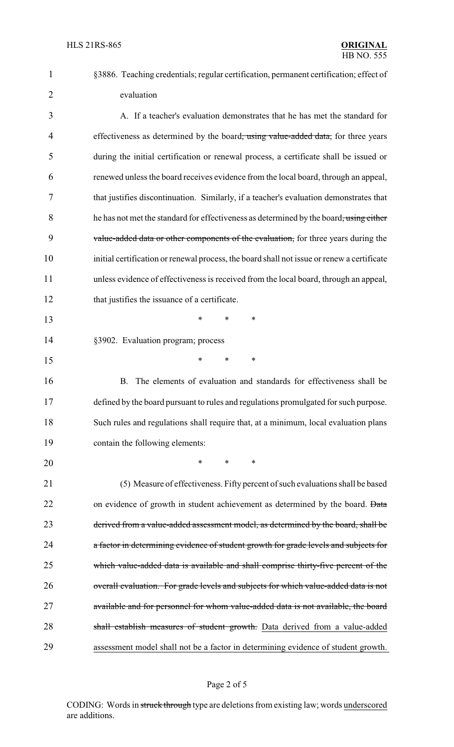§3886. Teaching credentials; regular certification, permanent certification; effect of evaluation

A. If a teacher's evaluation demonstrates that he has met the standard for effectiveness as determined by the board~~, using value-added data,~~ for three years during the initial certification or renewal process, a certificate shall be issued or renewed unless the board receives evidence from the local board, through an appeal, that justifies discontinuation. Similarly, if a teacher's evaluation demonstrates that he has not met the standard for effectiveness as determined by the board~~, using either value-added data or other components of the evaluation,~~ for three years during the initial certification or renewal process, the board shall not issue or renew a certificate unless evidence of effectiveness is received from the local board, through an appeal, that justifies the issuance of a certificate.

\* \* \*

§3902. Evaluation program; process

\* \* \*

B. The elements of evaluation and standards for effectiveness shall be defined by the board pursuant to rules and regulations promulgated for such purpose. Such rules and regulations shall require that, at a minimum, local evaluation plans contain the following elements:

\* \* \*

(5) Measure of effectiveness. Fifty percent of such evaluations shall be based on evidence of growth in student achievement as determined by the board. ~~Data derived from a value-added assessment model, as determined by the board, shall be a factor in determining evidence of student growth for grade levels and subjects for which value-added data is available and shall comprise thirty-five percent of the overall evaluation. For grade levels and subjects for which value-added data is not available and for personnel for whom value-added data is not available, the board shall establish measures of student growth.~~ <u>Data derived from a value-added assessment model shall not be a factor in determining evidence of student growth.</u>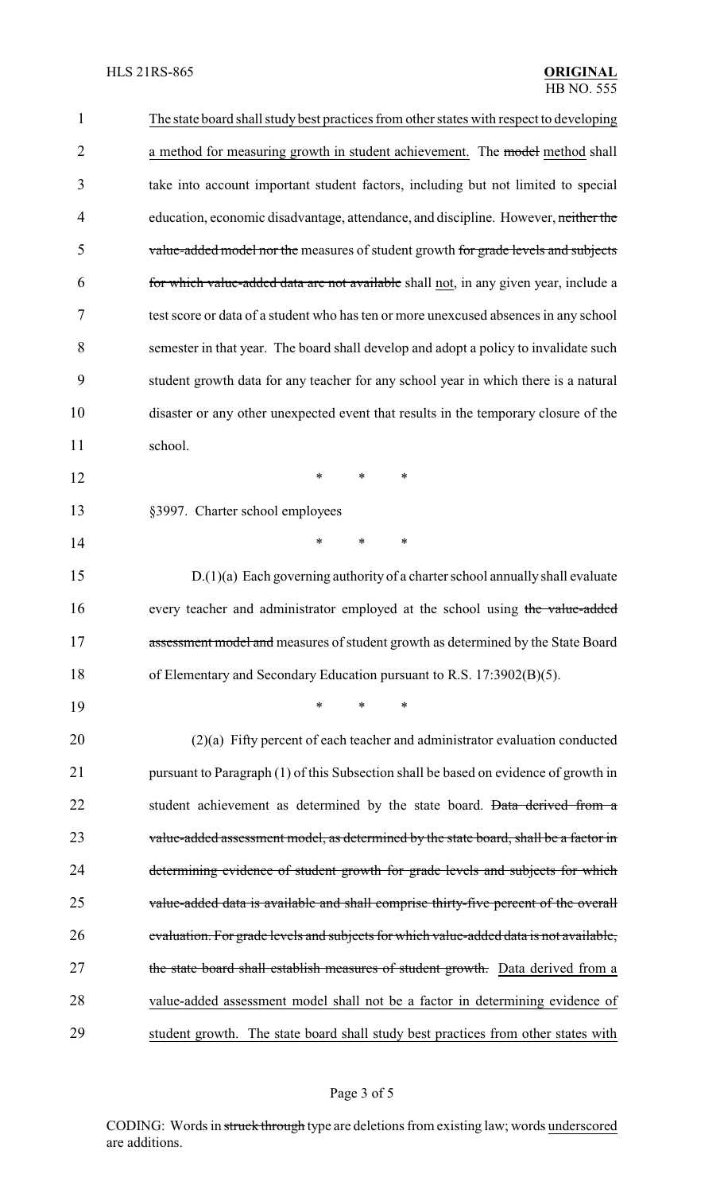<u>The state board shall study best practices from other states with respect to developing a method for measuring growth in student achievement.</u> The ~~model~~ <u>method</u> shall take into account important student factors, including but not limited to special education, economic disadvantage, attendance, and discipline. However, ~~neither the value-added model nor the~~ measures of student growth ~~for grade levels and subjects for which value-added data are not available~~ shall <u>not</u>, in any given year, include a test score or data of a student who has ten or more unexcused absences in any school semester in that year. The board shall develop and adopt a policy to invalidate such student growth data for any teacher for any school year in which there is a natural disaster or any other unexpected event that results in the temporary closure of the school.

\* \* \*

§3997. Charter school employees

\* \* \*

D.(1)(a) Each governing authority of a charter school annually shall evaluate every teacher and administrator employed at the school using ~~the value-added assessment model and~~ measures of student growth as determined by the State Board of Elementary and Secondary Education pursuant to R.S. 17:3902(B)(5).

\* \* \*

(2)(a) Fifty percent of each teacher and administrator evaluation conducted pursuant to Paragraph (1) of this Subsection shall be based on evidence of growth in student achievement as determined by the state board. ~~Data derived from a value-added assessment model, as determined by the state board, shall be a factor in determining evidence of student growth for grade levels and subjects for which value-added data is available and shall comprise thirty-five percent of the overall evaluation. For grade levels and subjects for which value-added data is not available, the state board shall establish measures of student growth.~~ <u>Data derived from a value-added assessment model shall not be a factor in determining evidence of student growth. The state board shall study best practices from other states with</u>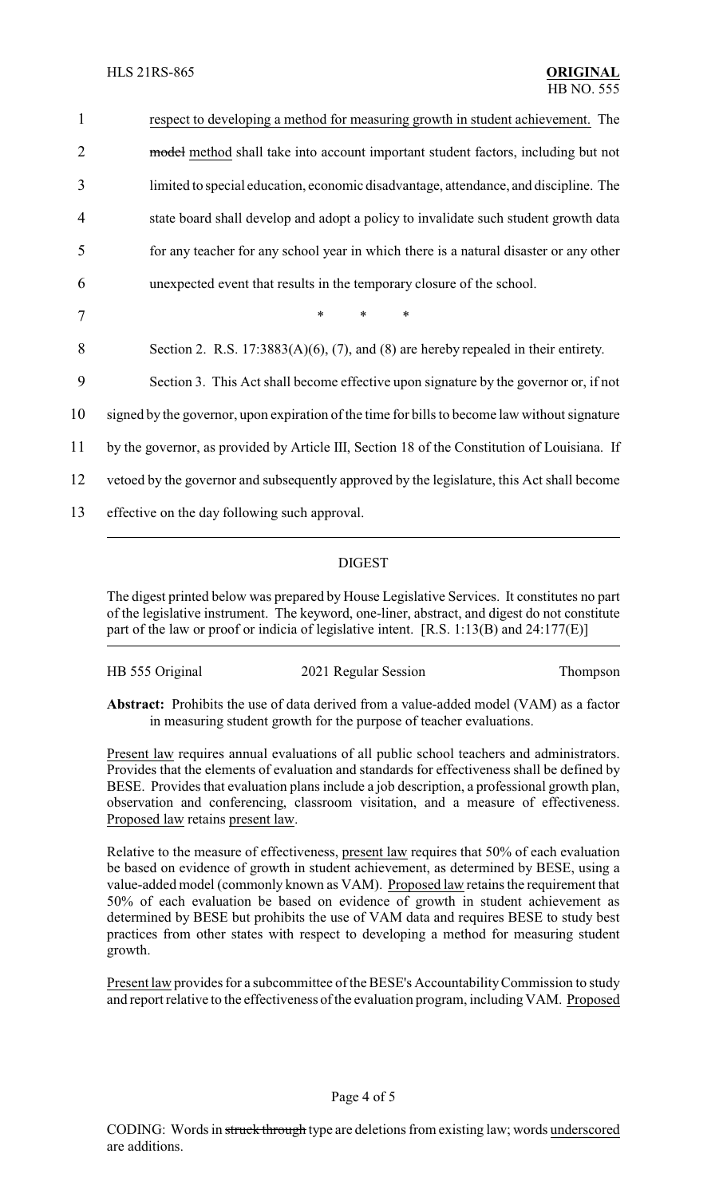respect to developing a method for measuring growth in student achievement. The ~~model~~ method shall take into account important student factors, including but not limited to special education, economic disadvantage, attendance, and discipline. The state board shall develop and adopt a policy to invalidate such student growth data for any teacher for any school year in which there is a natural disaster or any other unexpected event that results in the temporary closure of the school.

\* \* \*

Section 2. R.S. 17:3883(A)(6), (7), and (8) are hereby repealed in their entirety.

Section 3. This Act shall become effective upon signature by the governor or, if not signed by the governor, upon expiration of the time for bills to become law without signature by the governor, as provided by Article III, Section 18 of the Constitution of Louisiana. If vetoed by the governor and subsequently approved by the legislature, this Act shall become effective on the day following such approval.

---

## DIGEST

The digest printed below was prepared by House Legislative Services. It constitutes no part of the legislative instrument. The keyword, one-liner, abstract, and digest do not constitute part of the law or proof or indicia of legislative intent. [R.S. 1:13(B) and 24:177(E)]

HB 555 Original | 2021 Regular Session | Thompson

**Abstract:** Prohibits the use of data derived from a value-added model (VAM) as a factor in measuring student growth for the purpose of teacher evaluations.

Present law requires annual evaluations of all public school teachers and administrators. Provides that the elements of evaluation and standards for effectiveness shall be defined by BESE. Provides that evaluation plans include a job description, a professional growth plan, observation and conferencing, classroom visitation, and a measure of effectiveness. Proposed law retains present law.

Relative to the measure of effectiveness, present law requires that 50% of each evaluation be based on evidence of growth in student achievement, as determined by BESE, using a value-added model (commonly known as VAM). Proposed law retains the requirement that 50% of each evaluation be based on evidence of growth in student achievement as determined by BESE but prohibits the use of VAM data and requires BESE to study best practices from other states with respect to developing a method for measuring student growth.

Present law provides for a subcommittee of the BESE's Accountability Commission to study and report relative to the effectiveness of the evaluation program, including VAM. Proposed

CODING: Words in ~~struck through~~ type are deletions from existing law; words underscored are additions.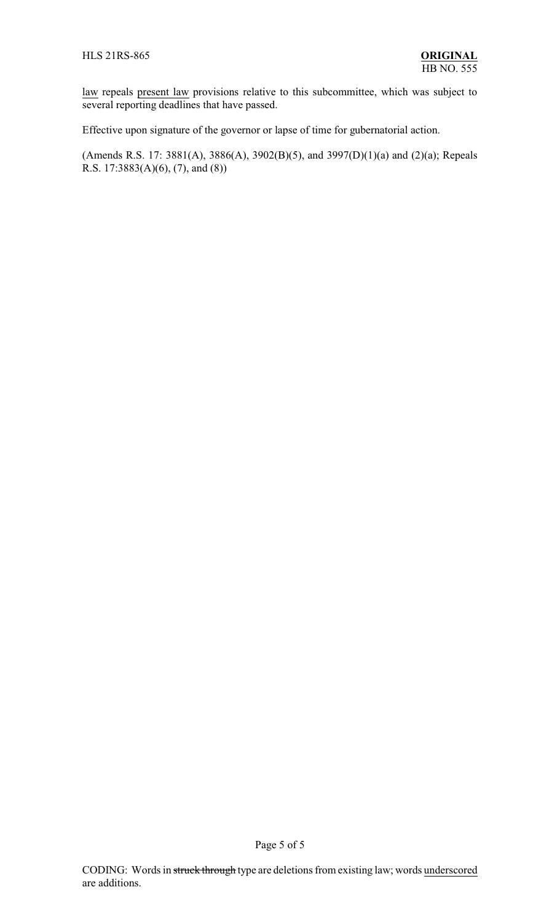law repeals present law provisions relative to this subcommittee, which was subject to several reporting deadlines that have passed.

Effective upon signature of the governor or lapse of time for gubernatorial action.

(Amends R.S. 17: 3881(A), 3886(A), 3902(B)(5), and 3997(D)(1)(a) and (2)(a); Repeals R.S. 17:3883(A)(6), (7), and (8))

CODING: Words in ~~struck through~~ type are deletions from existing law; words underscored are additions.